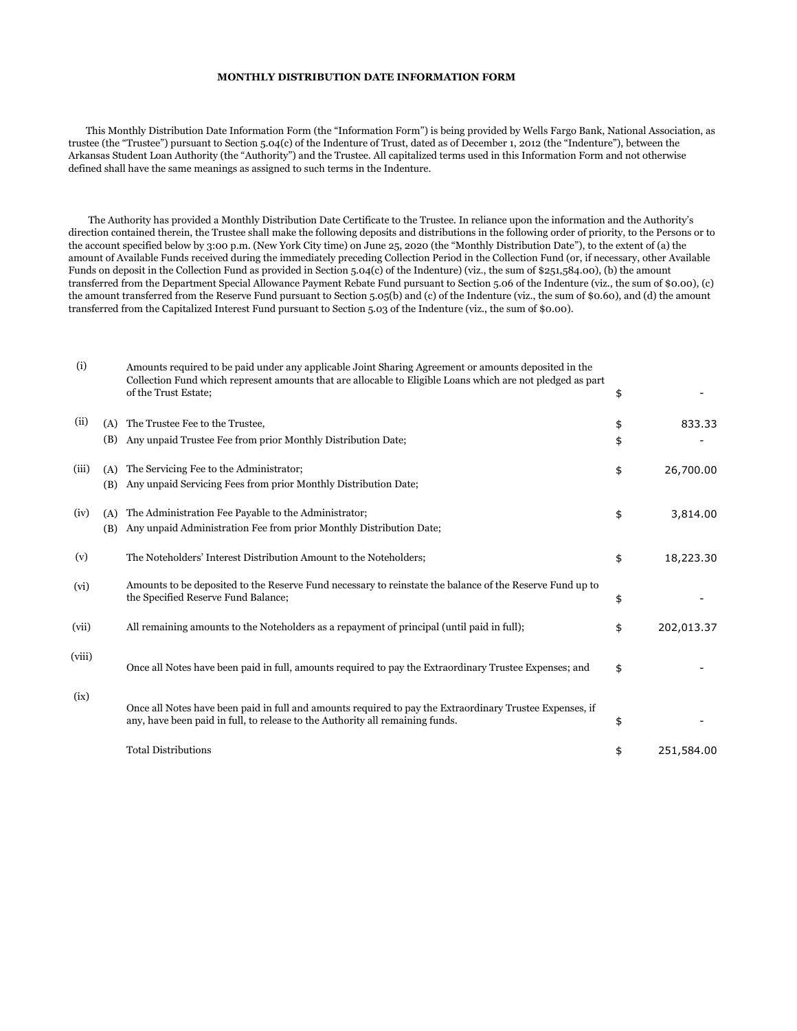# MONTHLY DISTRIBUTION DATE INFORMATION FORM

This Monthly Distribution Date Information Form (the "Information Form") is being provided by Wells Fargo Bank, National Association, as trustee (the "Trustee") pursuant to Section 5.04(c) of the Indenture of Trust, dated as of December 1, 2012 (the "Indenture"), between the Arkansas Student Loan Authority (the "Authority") and the Trustee. All capitalized terms used in this Information Form and not otherwise defined shall have the same meanings as assigned to such terms in the Indenture.

The Authority has provided a Monthly Distribution Date Certificate to the Trustee. In reliance upon the information and the Authority's direction contained therein, the Trustee shall make the following deposits and distributions in the following order of priority, to the Persons or to the account specified below by 3:00 p.m. (New York City time) on June 25, 2020 (the "Monthly Distribution Date"), to the extent of (a) the amount of Available Funds received during the immediately preceding Collection Period in the Collection Fund (or, if necessary, other Available Funds on deposit in the Collection Fund as provided in Section 5.04(c) of the Indenture) (viz., the sum of $251,584.00), (b) the amount transferred from the Department Special Allowance Payment Rebate Fund pursuant to Section 5.06 of the Indenture (viz., the sum of $0.00), (c) the amount transferred from the Reserve Fund pursuant to Section 5.05(b) and (c) of the Indenture (viz., the sum of $0.60), and (d) the amount transferred from the Capitalized Interest Fund pursuant to Section 5.03 of the Indenture (viz., the sum of $0.00).

| | | | | |
|---|---|---|---|---|
| (i) | | Amounts required to be paid under any applicable Joint Sharing Agreement or amounts deposited in the Collection Fund which represent amounts that are allocable to Eligible Loans which are not pledged as part of the Trust Estate; | $ | - |
| (ii) | (A) | The Trustee Fee to the Trustee, | $ | 833.33 |
| | (B) | Any unpaid Trustee Fee from prior Monthly Distribution Date; | $ | - |
| (iii) | (A) | The Servicing Fee to the Administrator; | $ | 26,700.00 |
| | (B) | Any unpaid Servicing Fees from prior Monthly Distribution Date; | | |
| (iv) | (A) | The Administration Fee Payable to the Administrator; | $ | 3,814.00 |
| | (B) | Any unpaid Administration Fee from prior Monthly Distribution Date; | | |
| (v) | | The Noteholders' Interest Distribution Amount to the Noteholders; | $ | 18,223.30 |
| (vi) | | Amounts to be deposited to the Reserve Fund necessary to reinstate the balance of the Reserve Fund up to the Specified Reserve Fund Balance; | $ | - |
| (vii) | | All remaining amounts to the Noteholders as a repayment of principal (until paid in full); | $ | 202,013.37 |
| (viii) | | Once all Notes have been paid in full, amounts required to pay the Extraordinary Trustee Expenses; and | $ | - |
| (ix) | | Once all Notes have been paid in full and amounts required to pay the Extraordinary Trustee Expenses, if any, have been paid in full, to release to the Authority all remaining funds. | $ | - |
| | | Total Distributions | $ | 251,584.00 |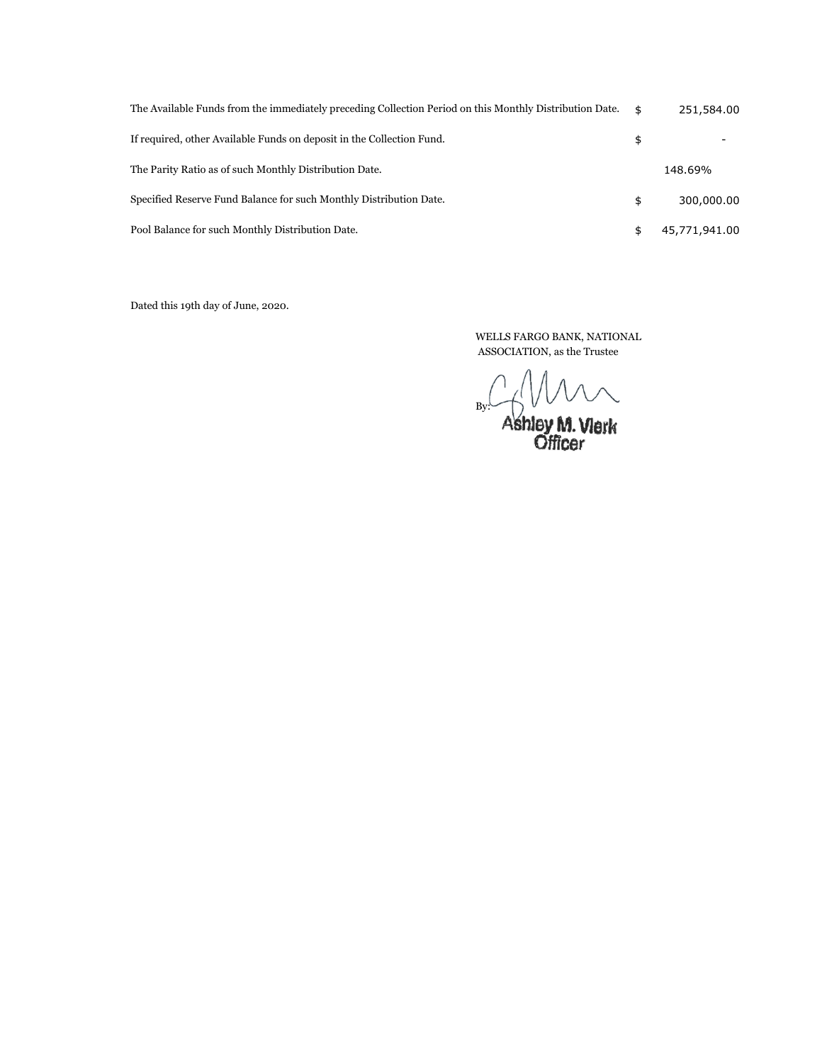| | | |
|---|---|---|
| The Available Funds from the immediately preceding Collection Period on this Monthly Distribution Date. | $ | 251,584.00 |
| If required, other Available Funds on deposit in the Collection Fund. | $ | - |
| The Parity Ratio as of such Monthly Distribution Date. | | 148.69% |
| Specified Reserve Fund Balance for such Monthly Distribution Date. | $ | 300,000.00 |
| Pool Balance for such Monthly Distribution Date. | $ | 45,771,941.00 |

Dated this 19th day of June, 2020.

WELLS FARGO BANK, NATIONAL ASSOCIATION, as the Trustee

By: 
Ashley M. Vlerk
Officer